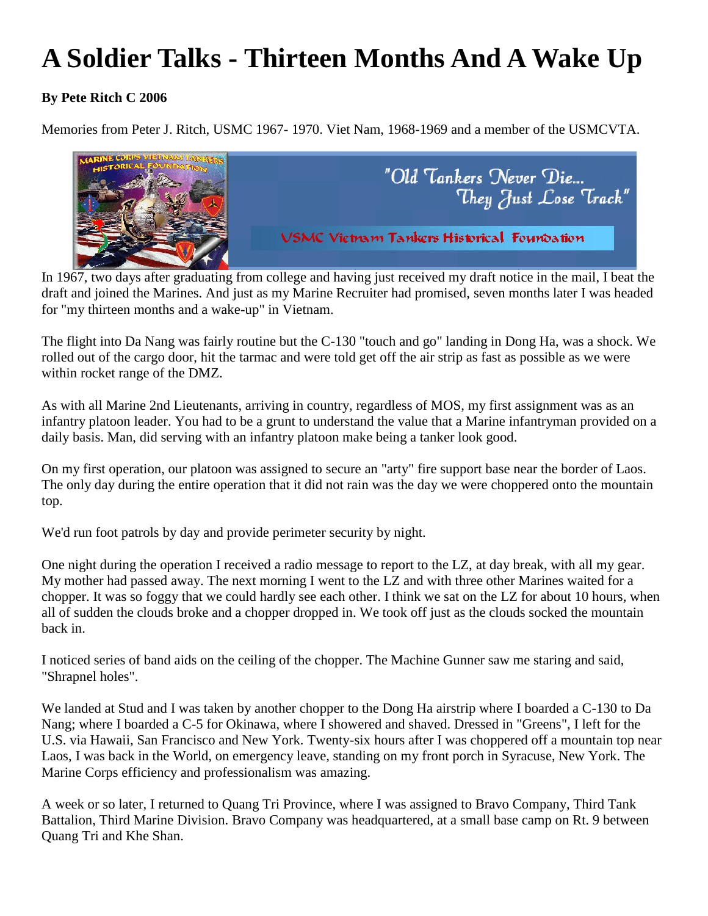# A Soldier Talks - Thirteen Months And A Wake Up

**By Pete Ritch C 2006**

Memories from Peter J. Ritch, USMC 1967- 1970. Viet Nam, 1968-1969 and a member of the USMCVTA.

In 1967, two days after graduating from college and having just received my draft notice in the mail, I beat the draft and joined the Marines. And just as my Marine Recruiter had promised, seven months later I was headed for "my thirteen months and a wake-up" in Vietnam.

The flight into Da Nang was fairly routine but the C-130 "touch and go" landing in Dong Ha, was a shock. We rolled out of the cargo door, hit the tarmac and were told get off the air strip as fast as possible as we were within rocket range of the DMZ.

As with all Marine 2nd Lieutenants, arriving in country, regardless of MOS, my first assignment was as an infantry platoon leader. You had to be a grunt to understand the value that a Marine infantryman provided on a daily basis. Man, did serving with an infantry platoon make being a tanker look good.

On my first operation, our platoon was assigned to secure an "arty" fire support base near the border of Laos. The only day during the entire operation that it did not rain was the day we were choppered onto the mountain top.

We'd run foot patrols by day and provide perimeter security by night.

One night during the operation I received a radio message to report to the LZ, at day break, with all my gear. My mother had passed away. The next morning I went to the LZ and with three other Marines waited for a chopper. It was so foggy that we could hardly see each other. I think we sat on the LZ for about 10 hours, when all of sudden the clouds broke and a chopper dropped in. We took off just as the clouds socked the mountain back in.

I noticed series of band aids on the ceiling of the chopper. The Machine Gunner saw me staring and said, "Shrapnel holes".

We landed at Stud and I was taken by another chopper to the Dong Ha airstrip where I boarded a C-130 to Da Nang; where I boarded a C-5 for Okinawa, where I showered and shaved. Dressed in "Greens", I left for the U.S. via Hawaii, San Francisco and New York. Twenty-six hours after I was choppered off a mountain top near Laos, I was back in the World, on emergency leave, standing on my front porch in Syracuse, New York. The Marine Corps efficiency and professionalism was amazing.

A week or so later, I returned to Quang Tri Province, where I was assigned to Bravo Company, Third Tank Battalion, Third Marine Division. Bravo Company was headquartered, at a small base camp on Rt. 9 between Quang Tri and Khe Shan.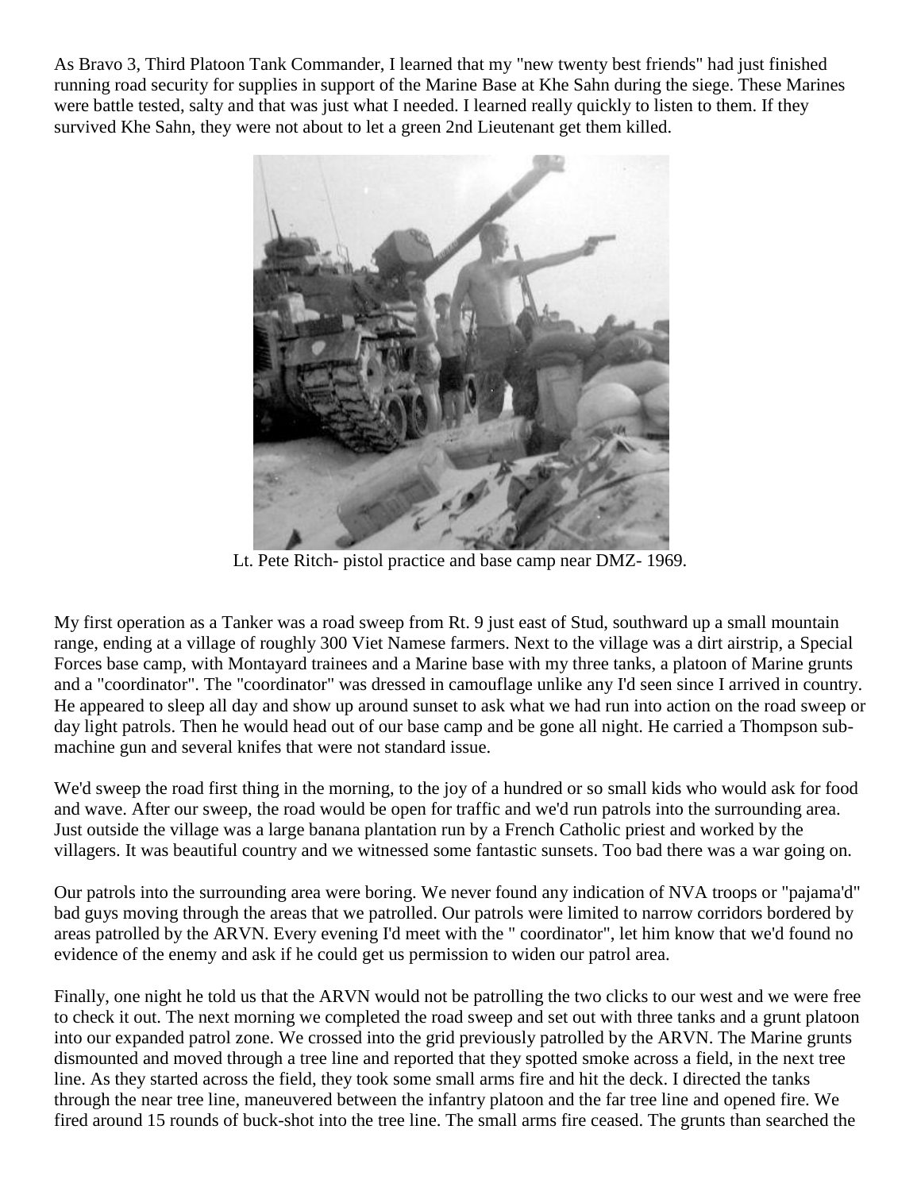As Bravo 3, Third Platoon Tank Commander, I learned that my "new twenty best friends" had just finished running road security for supplies in support of the Marine Base at Khe Sahn during the siege. These Marines were battle tested, salty and that was just what I needed. I learned really quickly to listen to them. If they survived Khe Sahn, they were not about to let a green 2nd Lieutenant get them killed.

Lt. Pete Ritch- pistol practice and base camp near DMZ- 1969.

My first operation as a Tanker was a road sweep from Rt. 9 just east of Stud, southward up a small mountain range, ending at a village of roughly 300 Viet Namese farmers. Next to the village was a dirt airstrip, a Special Forces base camp, with Montayard trainees and a Marine base with my three tanks, a platoon of Marine grunts and a "coordinator". The "coordinator" was dressed in camouflage unlike any I'd seen since I arrived in country. He appeared to sleep all day and show up around sunset to ask what we had run into action on the road sweep or day light patrols. Then he would head out of our base camp and be gone all night. He carried a Thompson sub-machine gun and several knifes that were not standard issue.

We'd sweep the road first thing in the morning, to the joy of a hundred or so small kids who would ask for food and wave. After our sweep, the road would be open for traffic and we'd run patrols into the surrounding area. Just outside the village was a large banana plantation run by a French Catholic priest and worked by the villagers. It was beautiful country and we witnessed some fantastic sunsets. Too bad there was a war going on.

Our patrols into the surrounding area were boring. We never found any indication of NVA troops or "pajama'd" bad guys moving through the areas that we patrolled. Our patrols were limited to narrow corridors bordered by areas patrolled by the ARVN. Every evening I'd meet with the " coordinator", let him know that we'd found no evidence of the enemy and ask if he could get us permission to widen our patrol area.

Finally, one night he told us that the ARVN would not be patrolling the two clicks to our west and we were free to check it out. The next morning we completed the road sweep and set out with three tanks and a grunt platoon into our expanded patrol zone. We crossed into the grid previously patrolled by the ARVN. The Marine grunts dismounted and moved through a tree line and reported that they spotted smoke across a field, in the next tree line. As they started across the field, they took some small arms fire and hit the deck. I directed the tanks through the near tree line, maneuvered between the infantry platoon and the far tree line and opened fire. We fired around 15 rounds of buck-shot into the tree line. The small arms fire ceased. The grunts than searched the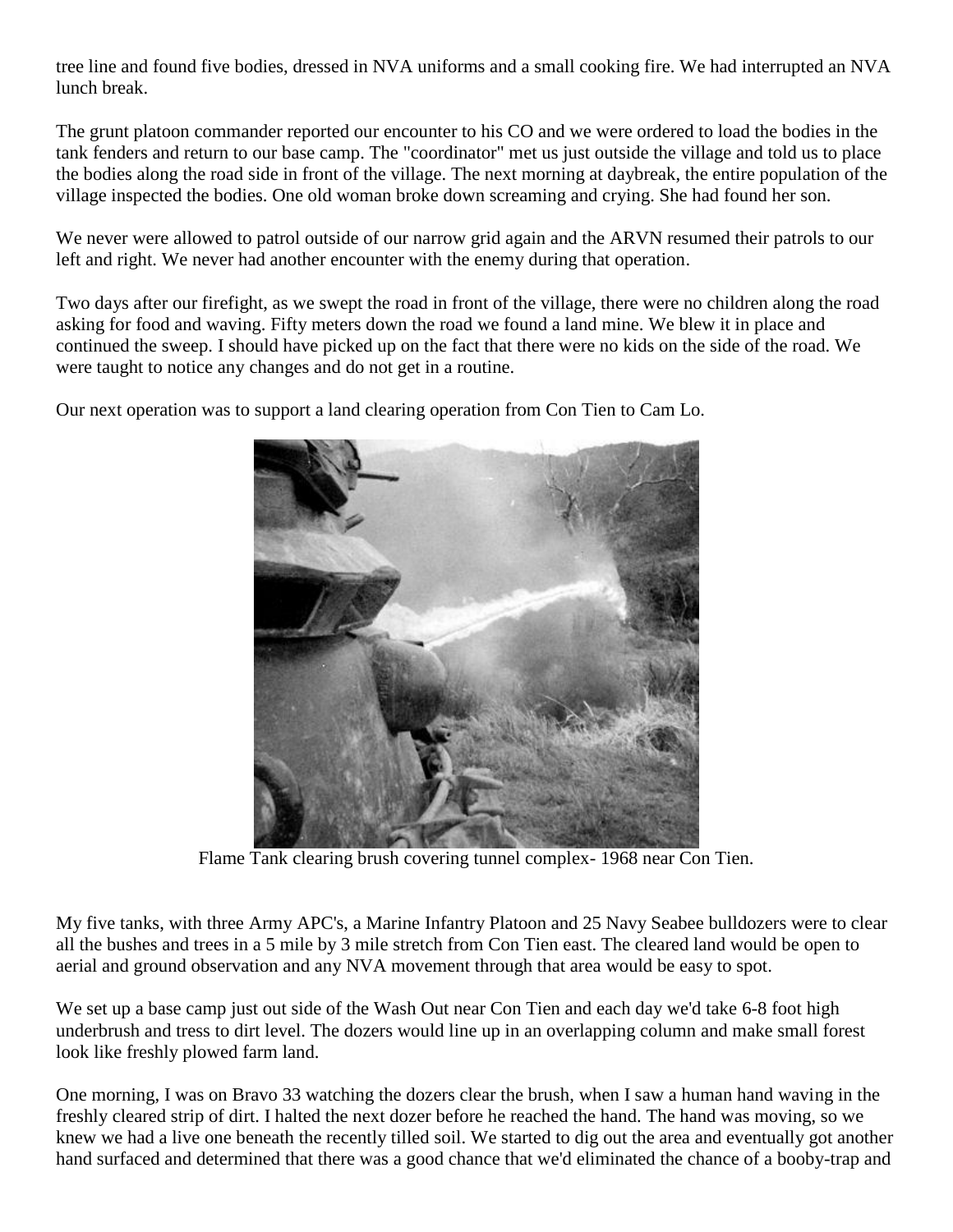tree line and found five bodies, dressed in NVA uniforms and a small cooking fire. We had interrupted an NVA lunch break.

The grunt platoon commander reported our encounter to his CO and we were ordered to load the bodies in the tank fenders and return to our base camp. The "coordinator" met us just outside the village and told us to place the bodies along the road side in front of the village. The next morning at daybreak, the entire population of the village inspected the bodies. One old woman broke down screaming and crying. She had found her son.

We never were allowed to patrol outside of our narrow grid again and the ARVN resumed their patrols to our left and right. We never had another encounter with the enemy during that operation.

Two days after our firefight, as we swept the road in front of the village, there were no children along the road asking for food and waving. Fifty meters down the road we found a land mine. We blew it in place and continued the sweep. I should have picked up on the fact that there were no kids on the side of the road. We were taught to notice any changes and do not get in a routine.

Our next operation was to support a land clearing operation from Con Tien to Cam Lo.

Flame Tank clearing brush covering tunnel complex- 1968 near Con Tien.

My five tanks, with three Army APC's, a Marine Infantry Platoon and 25 Navy Seabee bulldozers were to clear all the bushes and trees in a 5 mile by 3 mile stretch from Con Tien east. The cleared land would be open to aerial and ground observation and any NVA movement through that area would be easy to spot.

We set up a base camp just out side of the Wash Out near Con Tien and each day we'd take 6-8 foot high underbrush and tress to dirt level. The dozers would line up in an overlapping column and make small forest look like freshly plowed farm land.

One morning, I was on Bravo 33 watching the dozers clear the brush, when I saw a human hand waving in the freshly cleared strip of dirt. I halted the next dozer before he reached the hand. The hand was moving, so we knew we had a live one beneath the recently tilled soil. We started to dig out the area and eventually got another hand surfaced and determined that there was a good chance that we'd eliminated the chance of a booby-trap and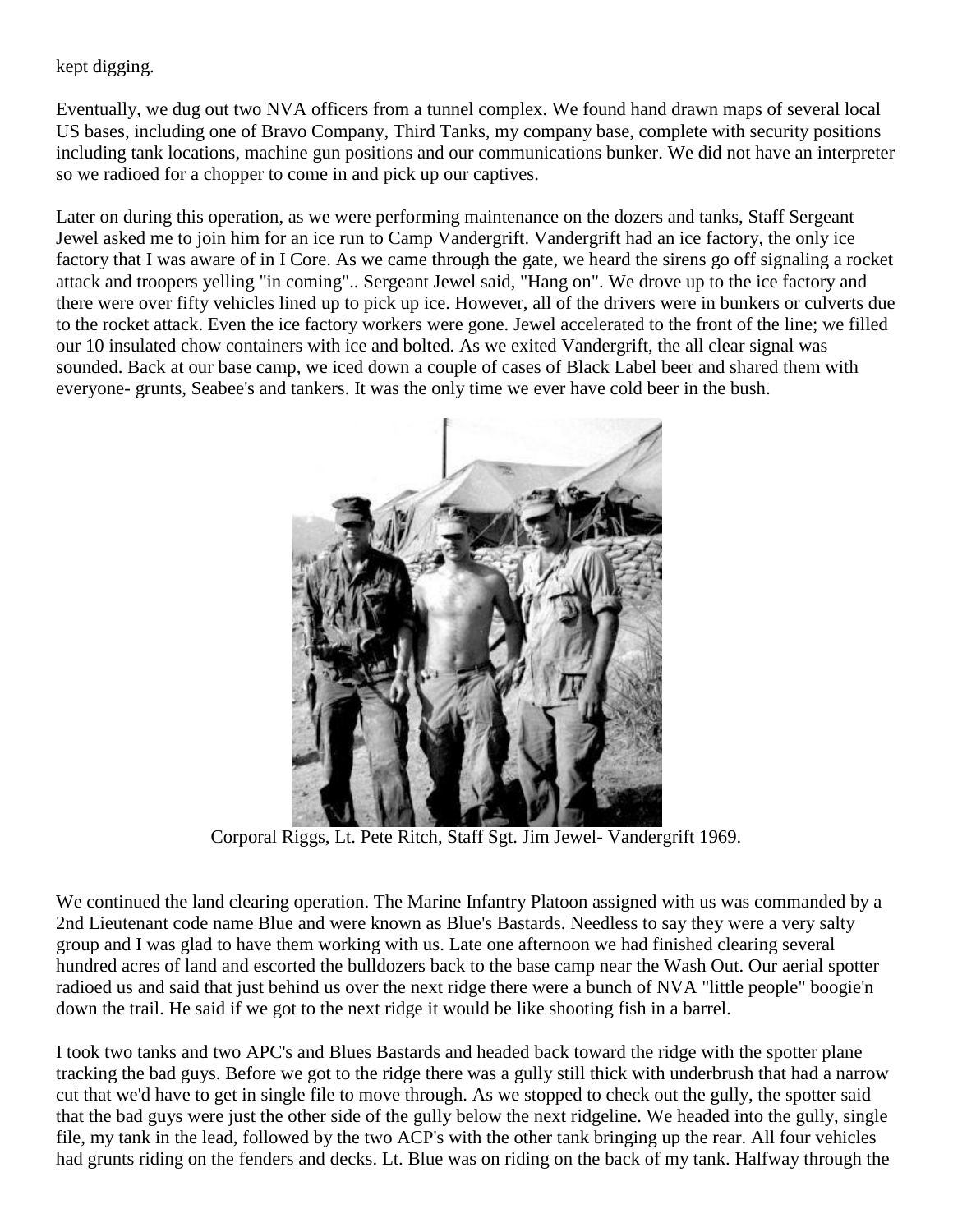kept digging.

Eventually, we dug out two NVA officers from a tunnel complex. We found hand drawn maps of several local US bases, including one of Bravo Company, Third Tanks, my company base, complete with security positions including tank locations, machine gun positions and our communications bunker. We did not have an interpreter so we radioed for a chopper to come in and pick up our captives.

Later on during this operation, as we were performing maintenance on the dozers and tanks, Staff Sergeant Jewel asked me to join him for an ice run to Camp Vandergrift. Vandergrift had an ice factory, the only ice factory that I was aware of in I Core. As we came through the gate, we heard the sirens go off signaling a rocket attack and troopers yelling "in coming".. Sergeant Jewel said, "Hang on". We drove up to the ice factory and there were over fifty vehicles lined up to pick up ice. However, all of the drivers were in bunkers or culverts due to the rocket attack. Even the ice factory workers were gone. Jewel accelerated to the front of the line; we filled our 10 insulated chow containers with ice and bolted. As we exited Vandergrift, the all clear signal was sounded. Back at our base camp, we iced down a couple of cases of Black Label beer and shared them with everyone- grunts, Seabee's and tankers. It was the only time we ever have cold beer in the bush.

Corporal Riggs, Lt. Pete Ritch, Staff Sgt. Jim Jewel- Vandergrift 1969.

We continued the land clearing operation. The Marine Infantry Platoon assigned with us was commanded by a 2nd Lieutenant code name Blue and were known as Blue's Bastards. Needless to say they were a very salty group and I was glad to have them working with us. Late one afternoon we had finished clearing several hundred acres of land and escorted the bulldozers back to the base camp near the Wash Out. Our aerial spotter radioed us and said that just behind us over the next ridge there were a bunch of NVA "little people" boogie'n down the trail. He said if we got to the next ridge it would be like shooting fish in a barrel.

I took two tanks and two APC's and Blues Bastards and headed back toward the ridge with the spotter plane tracking the bad guys. Before we got to the ridge there was a gully still thick with underbrush that had a narrow cut that we'd have to get in single file to move through. As we stopped to check out the gully, the spotter said that the bad guys were just the other side of the gully below the next ridgeline. We headed into the gully, single file, my tank in the lead, followed by the two ACP's with the other tank bringing up the rear. All four vehicles had grunts riding on the fenders and decks. Lt. Blue was on riding on the back of my tank. Halfway through the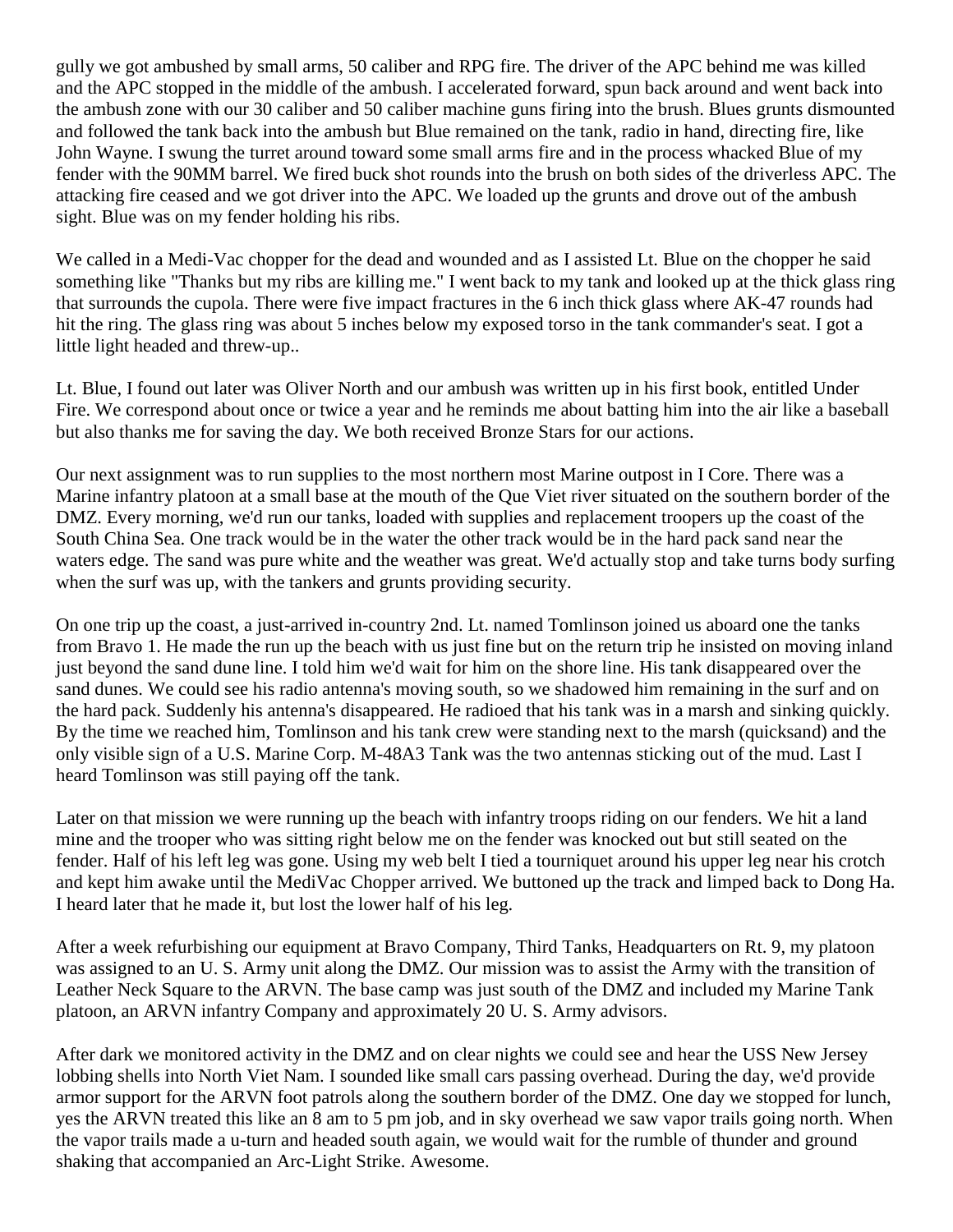gully we got ambushed by small arms, 50 caliber and RPG fire. The driver of the APC behind me was killed and the APC stopped in the middle of the ambush. I accelerated forward, spun back around and went back into the ambush zone with our 30 caliber and 50 caliber machine guns firing into the brush. Blues grunts dismounted and followed the tank back into the ambush but Blue remained on the tank, radio in hand, directing fire, like John Wayne. I swung the turret around toward some small arms fire and in the process whacked Blue of my fender with the 90MM barrel. We fired buck shot rounds into the brush on both sides of the driverless APC. The attacking fire ceased and we got driver into the APC. We loaded up the grunts and drove out of the ambush sight. Blue was on my fender holding his ribs.

We called in a Medi-Vac chopper for the dead and wounded and as I assisted Lt. Blue on the chopper he said something like "Thanks but my ribs are killing me." I went back to my tank and looked up at the thick glass ring that surrounds the cupola. There were five impact fractures in the 6 inch thick glass where AK-47 rounds had hit the ring. The glass ring was about 5 inches below my exposed torso in the tank commander's seat. I got a little light headed and threw-up..

Lt. Blue, I found out later was Oliver North and our ambush was written up in his first book, entitled Under Fire. We correspond about once or twice a year and he reminds me about batting him into the air like a baseball but also thanks me for saving the day. We both received Bronze Stars for our actions.

Our next assignment was to run supplies to the most northern most Marine outpost in I Core. There was a Marine infantry platoon at a small base at the mouth of the Que Viet river situated on the southern border of the DMZ. Every morning, we'd run our tanks, loaded with supplies and replacement troopers up the coast of the South China Sea. One track would be in the water the other track would be in the hard pack sand near the waters edge. The sand was pure white and the weather was great. We'd actually stop and take turns body surfing when the surf was up, with the tankers and grunts providing security.

On one trip up the coast, a just-arrived in-country 2nd. Lt. named Tomlinson joined us aboard one the tanks from Bravo 1. He made the run up the beach with us just fine but on the return trip he insisted on moving inland just beyond the sand dune line. I told him we'd wait for him on the shore line. His tank disappeared over the sand dunes. We could see his radio antenna's moving south, so we shadowed him remaining in the surf and on the hard pack. Suddenly his antenna's disappeared. He radioed that his tank was in a marsh and sinking quickly. By the time we reached him, Tomlinson and his tank crew were standing next to the marsh (quicksand) and the only visible sign of a U.S. Marine Corp. M-48A3 Tank was the two antennas sticking out of the mud. Last I heard Tomlinson was still paying off the tank.

Later on that mission we were running up the beach with infantry troops riding on our fenders. We hit a land mine and the trooper who was sitting right below me on the fender was knocked out but still seated on the fender. Half of his left leg was gone. Using my web belt I tied a tourniquet around his upper leg near his crotch and kept him awake until the MediVac Chopper arrived. We buttoned up the track and limped back to Dong Ha. I heard later that he made it, but lost the lower half of his leg.

After a week refurbishing our equipment at Bravo Company, Third Tanks, Headquarters on Rt. 9, my platoon was assigned to an U. S. Army unit along the DMZ. Our mission was to assist the Army with the transition of Leather Neck Square to the ARVN. The base camp was just south of the DMZ and included my Marine Tank platoon, an ARVN infantry Company and approximately 20 U. S. Army advisors.

After dark we monitored activity in the DMZ and on clear nights we could see and hear the USS New Jersey lobbing shells into North Viet Nam. I sounded like small cars passing overhead. During the day, we'd provide armor support for the ARVN foot patrols along the southern border of the DMZ. One day we stopped for lunch, yes the ARVN treated this like an 8 am to 5 pm job, and in sky overhead we saw vapor trails going north. When the vapor trails made a u-turn and headed south again, we would wait for the rumble of thunder and ground shaking that accompanied an Arc-Light Strike. Awesome.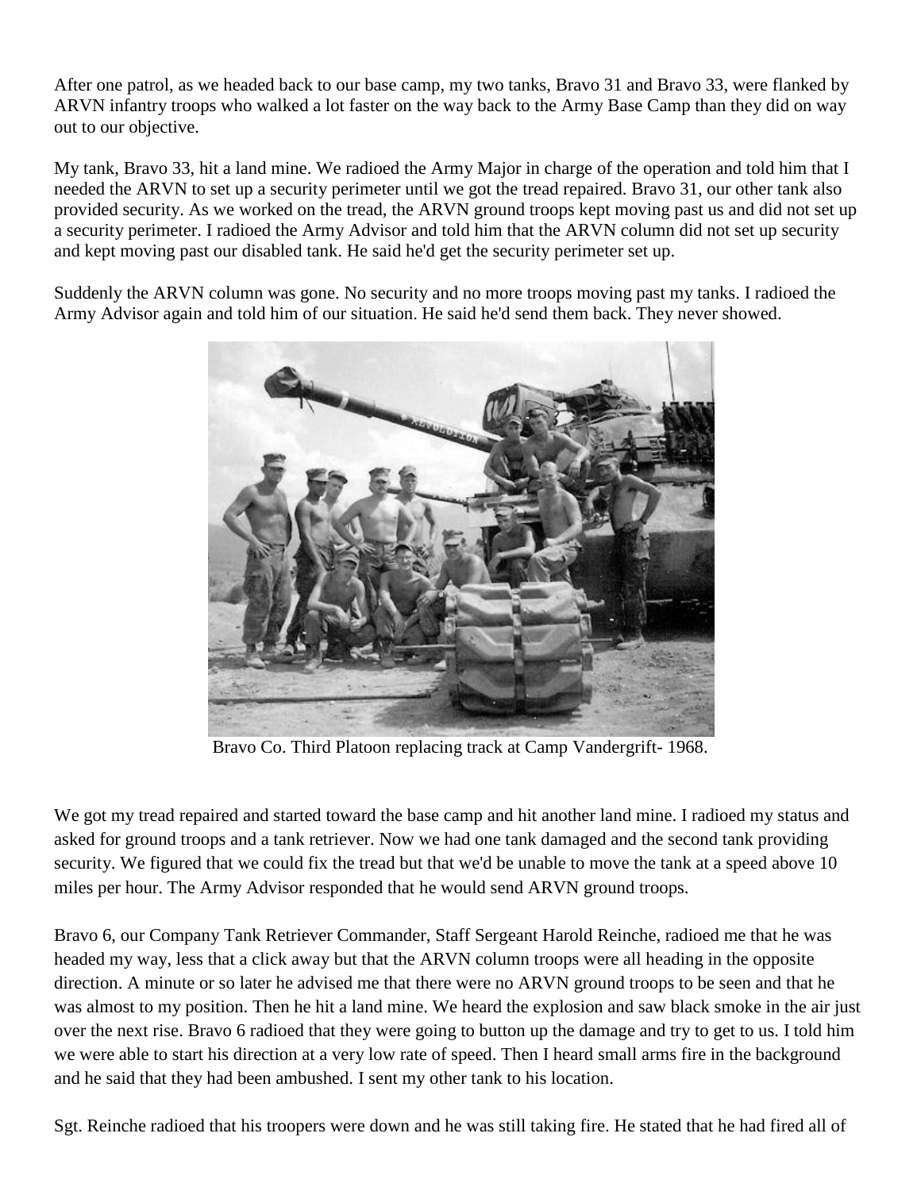After one patrol, as we headed back to our base camp, my two tanks, Bravo 31 and Bravo 33, were flanked by ARVN infantry troops who walked a lot faster on the way back to the Army Base Camp than they did on way out to our objective.

My tank, Bravo 33, hit a land mine. We radioed the Army Major in charge of the operation and told him that I needed the ARVN to set up a security perimeter until we got the tread repaired. Bravo 31, our other tank also provided security. As we worked on the tread, the ARVN ground troops kept moving past us and did not set up a security perimeter. I radioed the Army Advisor and told him that the ARVN column did not set up security and kept moving past our disabled tank. He said he'd get the security perimeter set up.

Suddenly the ARVN column was gone. No security and no more troops moving past my tanks. I radioed the Army Advisor again and told him of our situation. He said he'd send them back. They never showed.

Bravo Co. Third Platoon replacing track at Camp Vandergrift- 1968.

We got my tread repaired and started toward the base camp and hit another land mine. I radioed my status and asked for ground troops and a tank retriever. Now we had one tank damaged and the second tank providing security. We figured that we could fix the tread but that we'd be unable to move the tank at a speed above 10 miles per hour. The Army Advisor responded that he would send ARVN ground troops.

Bravo 6, our Company Tank Retriever Commander, Staff Sergeant Harold Reinche, radioed me that he was headed my way, less that a click away but that the ARVN column troops were all heading in the opposite direction. A minute or so later he advised me that there were no ARVN ground troops to be seen and that he was almost to my position. Then he hit a land mine. We heard the explosion and saw black smoke in the air just over the next rise. Bravo 6 radioed that they were going to button up the damage and try to get to us. I told him we were able to start his direction at a very low rate of speed. Then I heard small arms fire in the background and he said that they had been ambushed. I sent my other tank to his location.

Sgt. Reinche radioed that his troopers were down and he was still taking fire. He stated that he had fired all of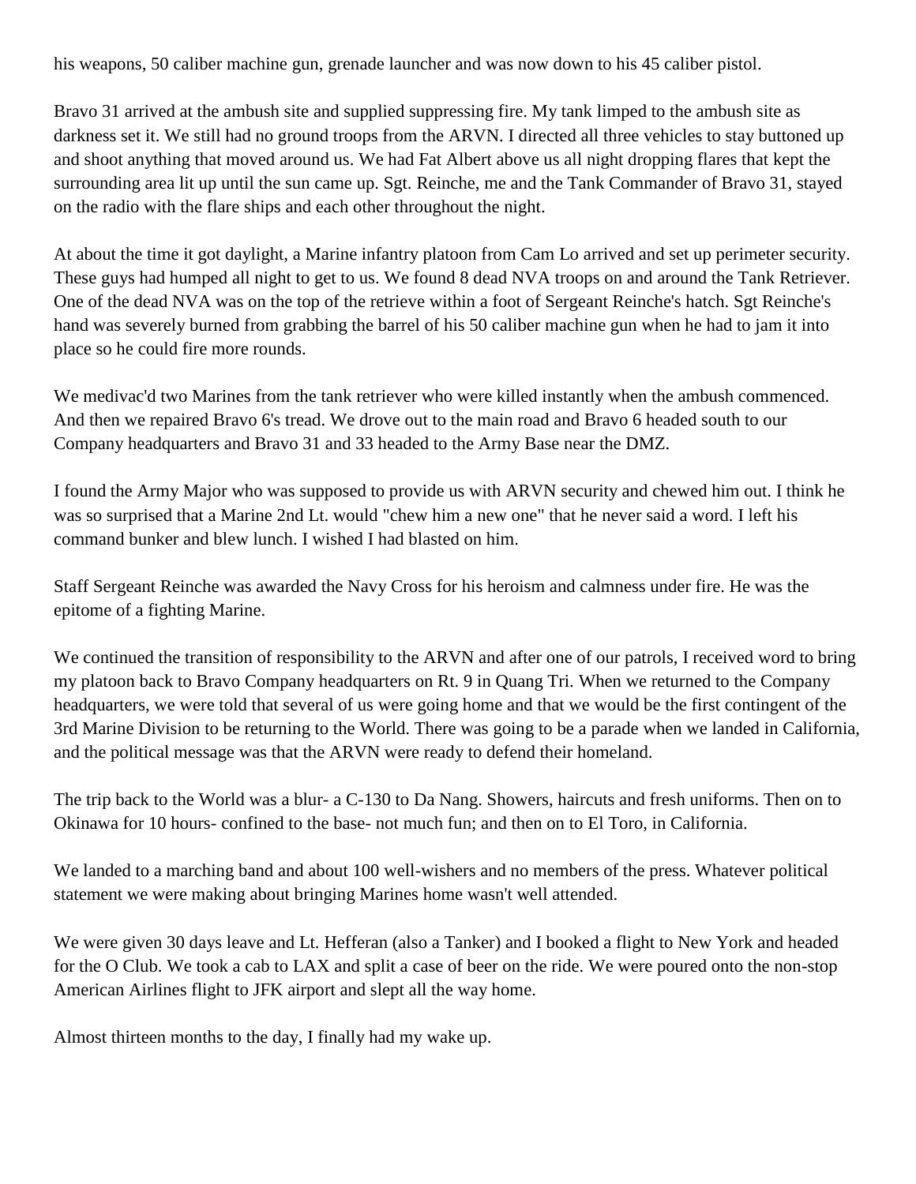his weapons, 50 caliber machine gun, grenade launcher and was now down to his 45 caliber pistol.

Bravo 31 arrived at the ambush site and supplied suppressing fire. My tank limped to the ambush site as darkness set it. We still had no ground troops from the ARVN. I directed all three vehicles to stay buttoned up and shoot anything that moved around us. We had Fat Albert above us all night dropping flares that kept the surrounding area lit up until the sun came up. Sgt. Reinche, me and the Tank Commander of Bravo 31, stayed on the radio with the flare ships and each other throughout the night.

At about the time it got daylight, a Marine infantry platoon from Cam Lo arrived and set up perimeter security. These guys had humped all night to get to us. We found 8 dead NVA troops on and around the Tank Retriever. One of the dead NVA was on the top of the retrieve within a foot of Sergeant Reinche's hatch. Sgt Reinche's hand was severely burned from grabbing the barrel of his 50 caliber machine gun when he had to jam it into place so he could fire more rounds.

We medivac'd two Marines from the tank retriever who were killed instantly when the ambush commenced. And then we repaired Bravo 6's tread. We drove out to the main road and Bravo 6 headed south to our Company headquarters and Bravo 31 and 33 headed to the Army Base near the DMZ.

I found the Army Major who was supposed to provide us with ARVN security and chewed him out. I think he was so surprised that a Marine 2nd Lt. would "chew him a new one" that he never said a word. I left his command bunker and blew lunch. I wished I had blasted on him.

Staff Sergeant Reinche was awarded the Navy Cross for his heroism and calmness under fire. He was the epitome of a fighting Marine.

We continued the transition of responsibility to the ARVN and after one of our patrols, I received word to bring my platoon back to Bravo Company headquarters on Rt. 9 in Quang Tri. When we returned to the Company headquarters, we were told that several of us were going home and that we would be the first contingent of the 3rd Marine Division to be returning to the World. There was going to be a parade when we landed in California, and the political message was that the ARVN were ready to defend their homeland.

The trip back to the World was a blur- a C-130 to Da Nang. Showers, haircuts and fresh uniforms. Then on to Okinawa for 10 hours- confined to the base- not much fun; and then on to El Toro, in California.

We landed to a marching band and about 100 well-wishers and no members of the press. Whatever political statement we were making about bringing Marines home wasn't well attended.

We were given 30 days leave and Lt. Hefferan (also a Tanker) and I booked a flight to New York and headed for the O Club. We took a cab to LAX and split a case of beer on the ride. We were poured onto the non-stop American Airlines flight to JFK airport and slept all the way home.

Almost thirteen months to the day, I finally had my wake up.